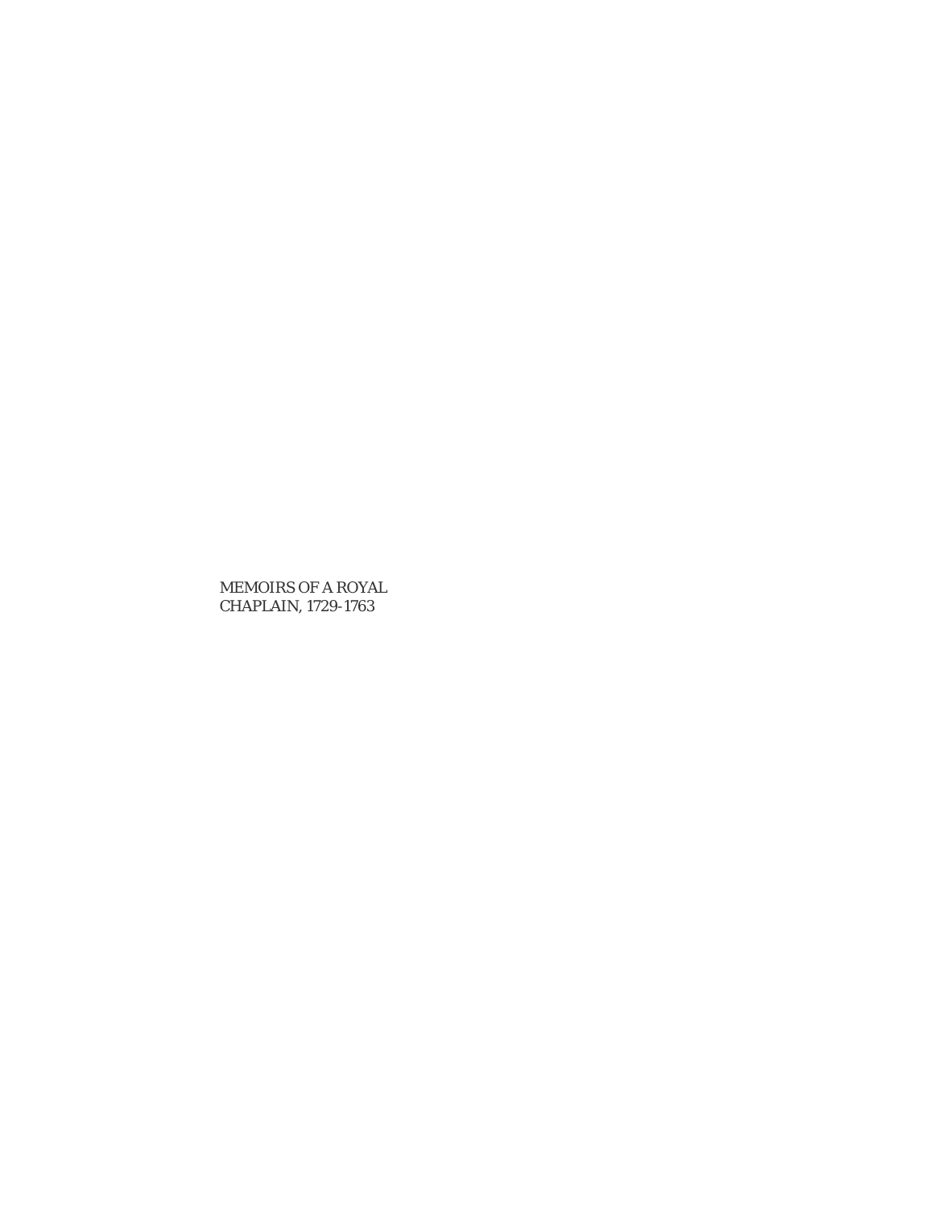MEMOIRS OF A ROYAL CHAPLAIN, 1729-1763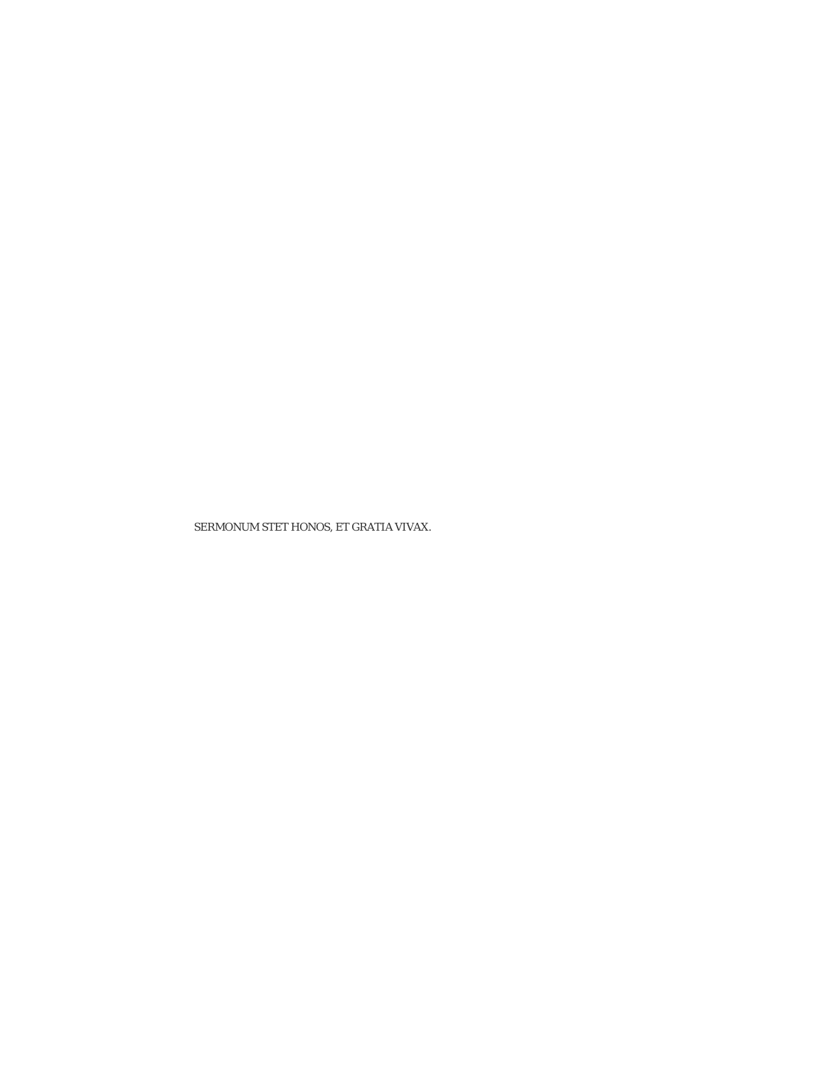SERMONUM STET HONOS, ET GRATIA VIVAX.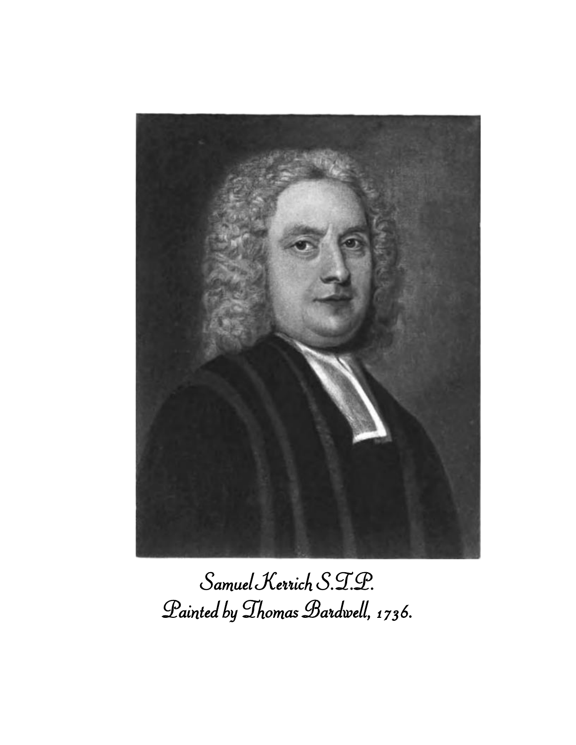*Samuel Kerrich S.T.P.*
*Painted by Thomas Bardwell, 1736.*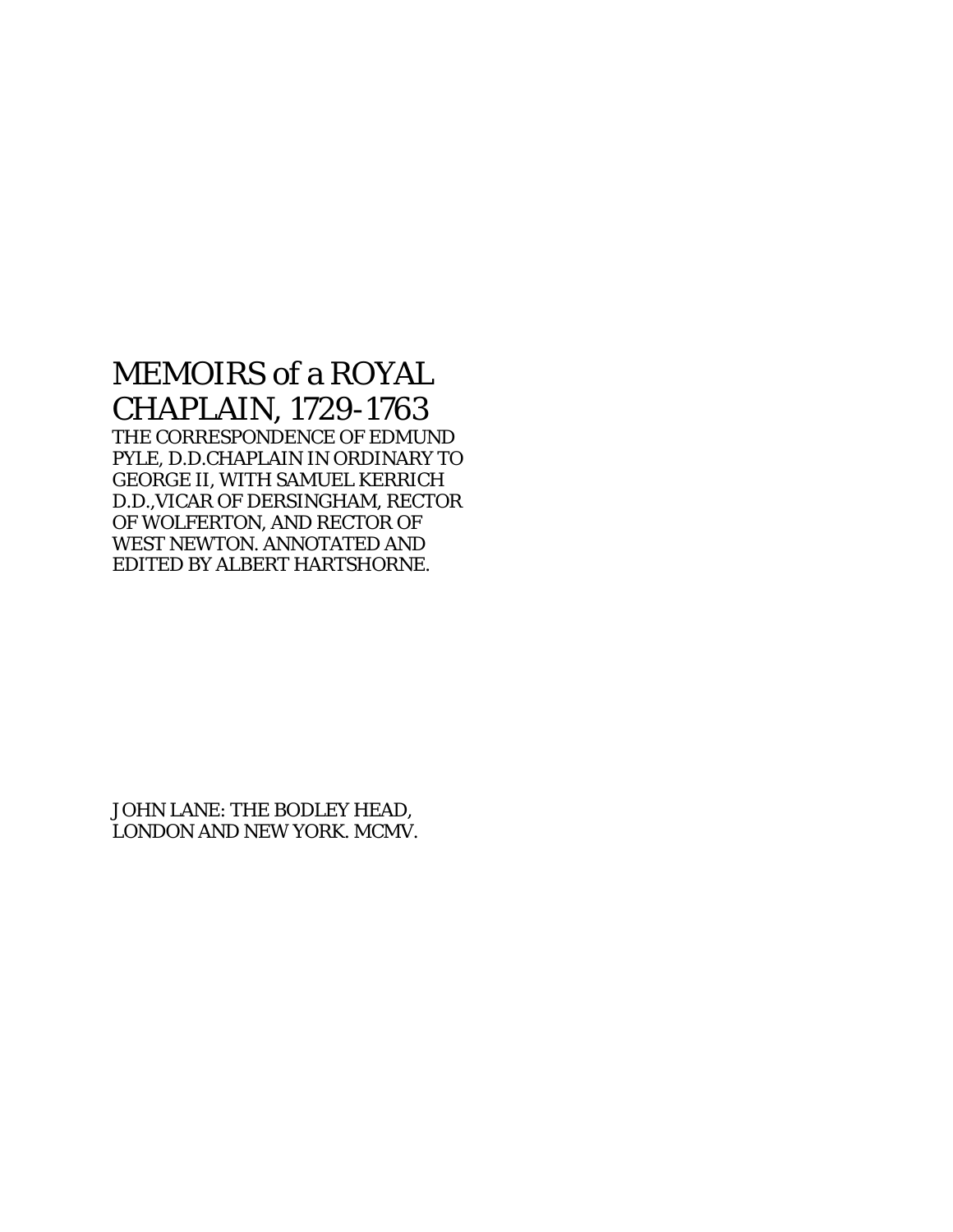# MEMOIRS of a ROYAL CHAPLAIN, 1729-1763

THE CORRESPONDENCE OF EDMUND PYLE, D.D.CHAPLAIN IN ORDINARY TO GEORGE II, WITH SAMUEL KERRICH D.D.,VICAR OF DERSINGHAM, RECTOR OF WOLFERTON, AND RECTOR OF WEST NEWTON. ANNOTATED AND EDITED BY ALBERT HARTSHORNE.

JOHN LANE: THE BODLEY HEAD, LONDON AND NEW YORK. MCMV.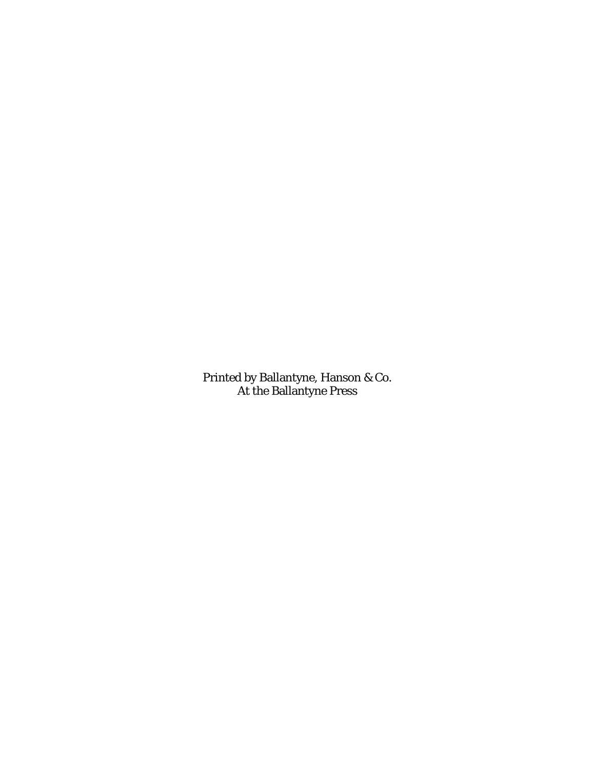Printed by Ballantyne, Hanson & Co.
At the Ballantyne Press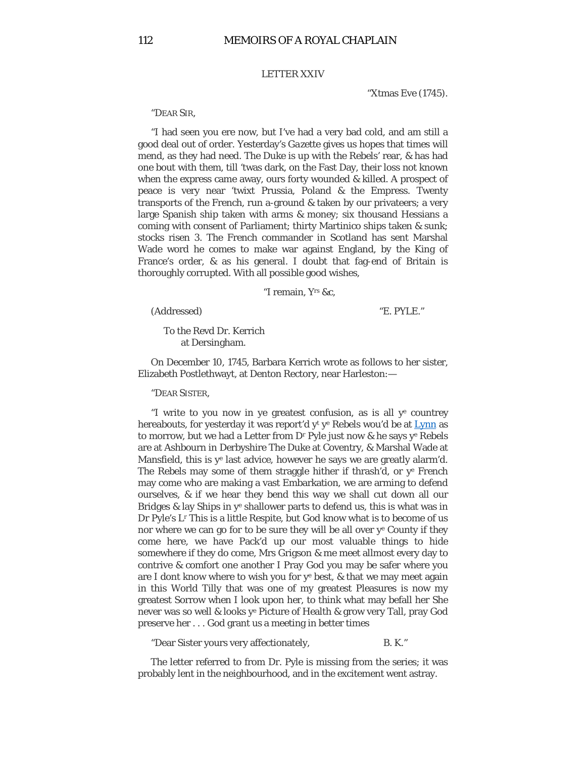## LETTER XXIV

"Xtmas Eve (1745).

"DEAR SIR,

"I had seen you ere now, but I've had a very bad cold, and am still a good deal out of order. Yesterday's *Gazette* gives us hopes that times will mend, as they had need. The Duke is up with the Rebels' rear, & has had one bout with them, till 'twas dark, on the Fast Day, their loss not known when the express came away, ours forty wounded & killed. A prospect of peace is very near 'twixt Prussia, Poland & the Empress. Twenty transports of the French, run a-ground & taken by our privateers; a very large Spanish ship taken with arms & money; six thousand Hessians a coming with consent of Parliament; thirty Martinico ships taken & sunk; stocks risen 3. The French commander in Scotland has sent Marshal Wade word he comes to make war against England, by the King of France's order, & as his general. I doubt that fag-end of Britain is thoroughly corrupted. With all possible good wishes,

"I remain, Y^rs^ &c,

(Addressed) "E. PYLE."

To the Revd Dr. Kerrich
at Dersingham.

On December 10, 1745, Barbara Kerrich wrote as follows to her sister, Elizabeth Postlethwayt, at Denton Rectory, near Harleston:—

"DEAR SISTER,

"I write to you now in ye greatest confusion, as is all y^e^ countrey hereabouts, for yesterday it was report'd y^t^ y^e^ Rebels wou'd be at Lynn as to morrow, but we had a Letter from D^r^ Pyle just now & he says y^e^ Rebels are at Ashbourn in Derbyshire The Duke at Coventry, & Marshal Wade at Mansfield, this is y^e^ last advice, however he says we are greatly alarm'd. The Rebels may some of them straggle hither if thrash'd, or y^e^ French may come who are making a vast Embarkation, we are arming to defend ourselves, & if we hear they bend this way we shall cut down all our Bridges & lay Ships in y^e^ shallower parts to defend us, this is what was in Dr Pyle's L^r^ This is a little Respite, but God know what is to become of us nor where we can go for to be sure they will be all over y^e^ County if they come here, we have Pack'd up our most valuable things to hide somewhere if they do come, Mrs Grigson & me meet allmost every day to contrive & comfort one another I Pray God you may be safer where you are I dont know where to wish you for y^e^ best, & that we may meet again in this World Tilly that was one of my greatest Pleasures is now my greatest Sorrow when I look upon her, to think what may befall her She never was so well & looks y^e^ Picture of Health & grow very Tall, pray God preserve her . . . God grant us a meeting in better times

"Dear Sister yours very affectionately, B. K."

The letter referred to from Dr. Pyle is missing from the series; it was probably lent in the neighbourhood, and in the excitement went astray.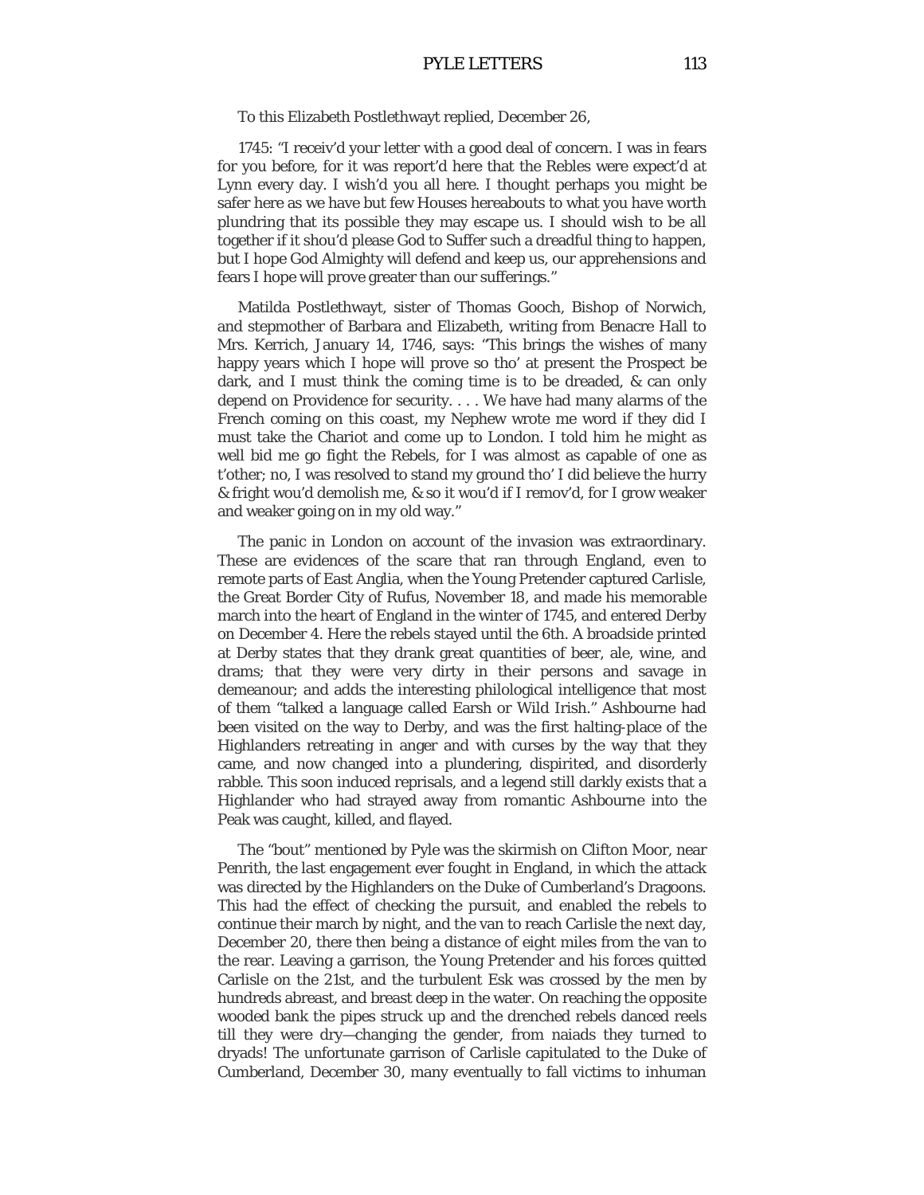To this Elizabeth Postlethwayt replied, December 26,

1745: "I receiv'd your letter with a good deal of concern. I was in fears for you before, for it was report'd here that the Rebles were expect'd at Lynn every day. I wish'd you all here. I thought perhaps you might be safer here as we have but few Houses hereabouts to what you have worth plundring that its possible they may escape us. I should wish to be all together if it shou'd please God to Suffer such a dreadful thing to happen, but I hope God Almighty will defend and keep us, our apprehensions and fears I hope will prove greater than our sufferings."

Matilda Postlethwayt, sister of Thomas Gooch, Bishop of Norwich, and stepmother of Barbara and Elizabeth, writing from Benacre Hall to Mrs. Kerrich, January 14, 1746, says: "This brings the wishes of many happy years which I hope will prove so tho' at present the Prospect be dark, and I must think the coming time is to be dreaded, & can only depend on Providence for security. . . . We have had many alarms of the French coming on this coast, my Nephew wrote me word if they did I must take the Chariot and come up to London. I told him he might as well bid me go fight the Rebels, for I was almost as capable of one as t'other; no, I was resolved to stand my ground tho' I did believe the hurry & fright wou'd demolish me, & so it wou'd if I remov'd, for I grow weaker and weaker going on in my old way."

The panic in London on account of the invasion was extraordinary. These are evidences of the scare that ran through England, even to remote parts of East Anglia, when the Young Pretender captured Carlisle, the Great Border City of Rufus, November 18, and made his memorable march into the heart of England in the winter of 1745, and entered Derby on December 4. Here the rebels stayed until the 6th. A broadside printed at Derby states that they drank great quantities of beer, ale, wine, and drams; that they were very dirty in their persons and savage in demeanour; and adds the interesting philological intelligence that most of them "talked a language called Earsh or Wild Irish." Ashbourne had been visited on the way to Derby, and was the first halting-place of the Highlanders retreating in anger and with curses by the way that they came, and now changed into a plundering, dispirited, and disorderly rabble. This soon induced reprisals, and a legend still darkly exists that a Highlander who had strayed away from romantic Ashbourne into the Peak was caught, killed, and flayed.

The "bout" mentioned by Pyle was the skirmish on Clifton Moor, near Penrith, the last engagement ever fought in England, in which the attack was directed by the Highlanders on the Duke of Cumberland's Dragoons. This had the effect of checking the pursuit, and enabled the rebels to continue their march by night, and the van to reach Carlisle the next day, December 20, there then being a distance of eight miles from the van to the rear. Leaving a garrison, the Young Pretender and his forces quitted Carlisle on the 21st, and the turbulent Esk was crossed by the men by hundreds abreast, and breast deep in the water. On reaching the opposite wooded bank the pipes struck up and the drenched rebels danced reels till they were dry—changing the gender, from naiads they turned to dryads! The unfortunate garrison of Carlisle capitulated to the Duke of Cumberland, December 30, many eventually to fall victims to inhuman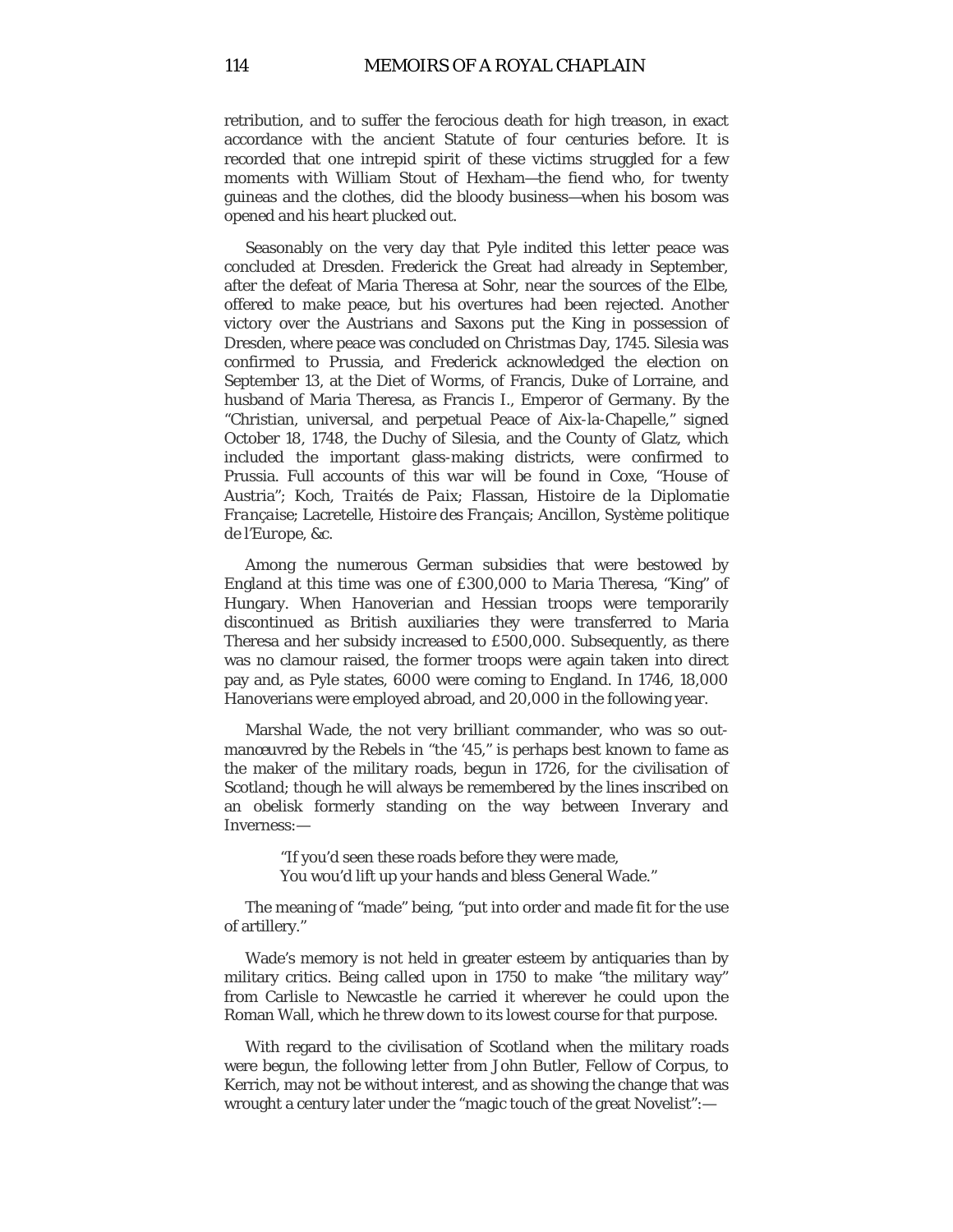retribution, and to suffer the ferocious death for high treason, in exact accordance with the ancient Statute of four centuries before. It is recorded that one intrepid spirit of these victims struggled for a few moments with William Stout of Hexham—the fiend who, for twenty guineas and the clothes, did the bloody business—when his bosom was opened and his heart plucked out.

Seasonably on the very day that Pyle indited this letter peace was concluded at Dresden. Frederick the Great had already in September, after the defeat of Maria Theresa at Sohr, near the sources of the Elbe, offered to make peace, but his overtures had been rejected. Another victory over the Austrians and Saxons put the King in possession of Dresden, where peace was concluded on Christmas Day, 1745. Silesia was confirmed to Prussia, and Frederick acknowledged the election on September 13, at the Diet of Worms, of Francis, Duke of Lorraine, and husband of Maria Theresa, as Francis I., Emperor of Germany. By the "Christian, universal, and perpetual Peace of Aix-la-Chapelle," signed October 18, 1748, the Duchy of Silesia, and the County of Glatz, which included the important glass-making districts, were confirmed to Prussia. Full accounts of this war will be found in Coxe, "House of Austria"; Koch, *Traités de Paix*; Flassan, *Histoire de la Diplomatie Française*; Lacretelle, *Histoire des Français*; Ancillon, *Système politique de l'Europe*, &c.

Among the numerous German subsidies that were bestowed by England at this time was one of £300,000 to Maria Theresa, "King" of Hungary. When Hanoverian and Hessian troops were temporarily discontinued as British auxiliaries they were transferred to Maria Theresa and her subsidy increased to £500,000. Subsequently, as there was no clamour raised, the former troops were again taken into direct pay and, as Pyle states, 6000 were coming to England. In 1746, 18,000 Hanoverians were employed abroad, and 20,000 in the following year.

Marshal Wade, the not very brilliant commander, who was so out-manœuvred by the Rebels in "the '45," is perhaps best known to fame as the maker of the military roads, begun in 1726, for the civilisation of Scotland; though he will always be remembered by the lines inscribed on an obelisk formerly standing on the way between Inverary and Inverness:—

> "If you'd seen these roads before they were made,
> You wou'd lift up your hands and bless General Wade."

The meaning of "made" being, "put into order and made fit for the use of artillery."

Wade's memory is not held in greater esteem by antiquaries than by military critics. Being called upon in 1750 to make "the military way" from Carlisle to Newcastle he carried it wherever he could upon the Roman Wall, which he threw down to its lowest course for that purpose.

With regard to the civilisation of Scotland when the military roads were begun, the following letter from John Butler, Fellow of Corpus, to Kerrich, may not be without interest, and as showing the change that was wrought a century later under the "magic touch of the great Novelist":—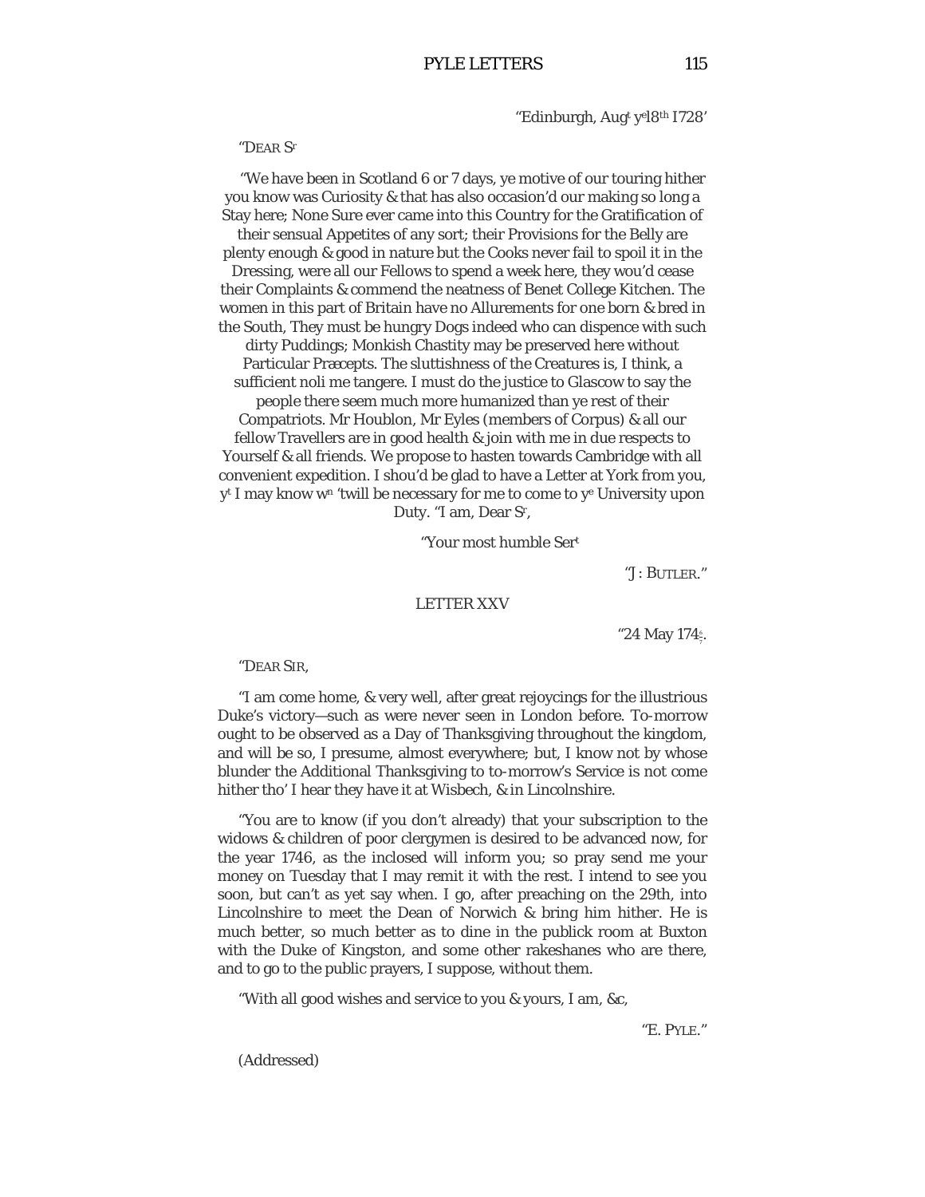"Edinburgh, Aug$^{t}$ y$^{e}$18$^{th}$ 1728'

"DEAR S$^{r}$

"We have been in Scotland 6 or 7 days, ye motive of our touring hither you know was Curiosity & that has also occasion'd our making so long a Stay here; None Sure ever came into this Country for the Gratification of their sensual Appetites of any sort; their Provisions for the Belly are plenty enough & good in nature but the Cooks never fail to spoil it in the Dressing, were all our Fellows to spend a week here, they wou'd cease their Complaints & commend the neatness of Benet College Kitchen. The women in this part of Britain have no Allurements for one born & bred in the South, They must be hungry Dogs indeed who can dispence with such dirty Puddings; Monkish Chastity may be preserved here without Particular Præcepts. The sluttishness of the Creatures is, I think, a sufficient noli me tangere. I must do the justice to Glascow to say the people there seem much more humanized than ye rest of their Compatriots. Mr Houblon, Mr Eyles (members of Corpus) & all our fellow Travellers are in good health & join with me in due respects to Yourself & all friends. We propose to hasten towards Cambridge with all convenient expedition. I shou'd be glad to have a Letter at York from you, y$^{t}$ I may know w$^{n}$ 'twill be necessary for me to come to y$^{e}$ University upon Duty. "I am, Dear S$^{r}$,

"Your most humble Ser$^{t}$

"J: BUTLER."

LETTER XXV

"24 May 174$\frac{6}{7}$.

"DEAR SIR,

"I am come home, & very well, after great rejoycings for the illustrious Duke's victory—such as were never seen in London before. To-morrow ought to be observed as a Day of Thanksgiving throughout the kingdom, and will be so, I presume, almost everywhere; but, I know not by whose blunder the Additional Thanksgiving to to-morrow's Service is not come hither tho' I hear they have it at Wisbech, & in Lincolnshire.

"You are to know (if you don't already) that your subscription to the widows & children of poor clergymen is desired to be advanced now, for the year 1746, as the inclosed will inform you; so pray send me your money on Tuesday that I may remit it with the rest. I intend to see you soon, but can't as yet say when. I go, after preaching on the 29th, into Lincolnshire to meet the Dean of Norwich & bring him hither. He is much better, so much better as to dine in the publick room at Buxton with the Duke of Kingston, and some other rakeshanes who are there, and to go to the public prayers, I suppose, without them.

"With all good wishes and service to you & yours, I am, &c,

"E. PYLE."

(Addressed)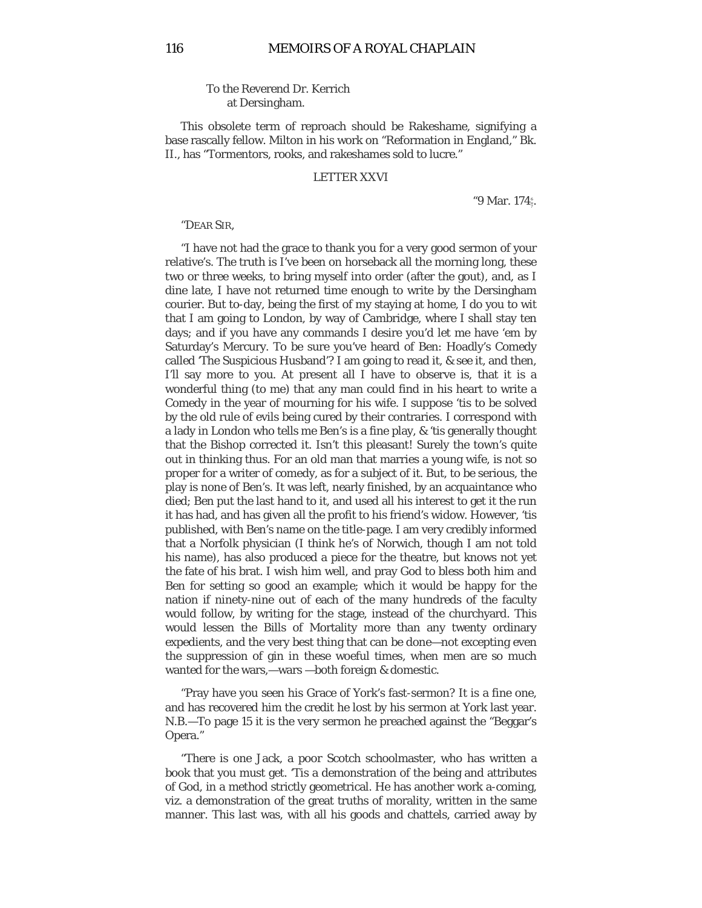To the Reverend Dr. Kerrich
at Dersingham.

This obsolete term of reproach should be Rakeshame, signifying a base rascally fellow. Milton in his work on "Reformation in England," Bk. II., has "Tormentors, rooks, and rakeshames sold to lucre."

## LETTER XXVI

"9 Mar. 174$\frac{6}{7}$.

"Dear Sir,

"I have not had the grace to thank you for a very good sermon of your relative's. The truth is I've been on horseback all the morning long, these two or three weeks, to bring myself into order (after the gout), and, as I dine late, I have not returned time enough to write by the Dersingham courier. But to-day, being the first of my staying at home, I do you to wit that I am going to London, by way of Cambridge, where I shall stay ten days; and if you have any commands I desire you'd let me have 'em by Saturday's Mercury. To be sure you've heard of Ben: Hoadly's Comedy called 'The Suspicious Husband'? I am going to read it, & see it, and then, I'll say more to you. At present all I have to observe is, that it is a wonderful thing (to me) that any man could find in his heart to write a Comedy in the year of mourning for his wife. I suppose 'tis to be solved by the old rule of evils being cured by their contraries. I correspond with a lady in London who tells me Ben's is a fine play, & 'tis generally thought that the Bishop corrected it. Isn't this pleasant! Surely the town's quite out in thinking thus. For an old man that marries a young wife, is not so proper for a writer of comedy, as for a subject of it. But, to be serious, the play is none of Ben's. It was left, nearly finished, by an acquaintance who died; Ben put the last hand to it, and used all his interest to get it the run it has had, and has given all the profit to his friend's widow. However, 'tis published, with Ben's name on the title-page. I am very credibly informed that a Norfolk physician (I think he's of Norwich, though I am not told his name), has also produced a piece for the theatre, but knows not yet the fate of his brat. I wish him well, and pray God to bless both him and Ben for setting so good an example; which it would be happy for the nation if ninety-nine out of each of the many hundreds of the faculty would follow, by writing for the stage, instead of the churchyard. This would lessen the Bills of Mortality more than any twenty ordinary expedients, and the very best thing that can be done—not excepting even the suppression of gin in these woeful times, when men are so much wanted for the wars,—wars —both foreign & domestic.

"Pray have you seen his Grace of York's fast-sermon? It is a fine one, and has recovered him the credit he lost by his sermon at York last year. N.B.—To page 15 it is the very sermon he preached against the "Beggar's Opera."

"There is one Jack, a poor Scotch schoolmaster, who has written a book that you must get. 'Tis a demonstration of the being and attributes of God, in a method strictly geometrical. He has another work a-coming, viz. a demonstration of the great truths of morality, written in the same manner. This last was, with all his goods and chattels, carried away by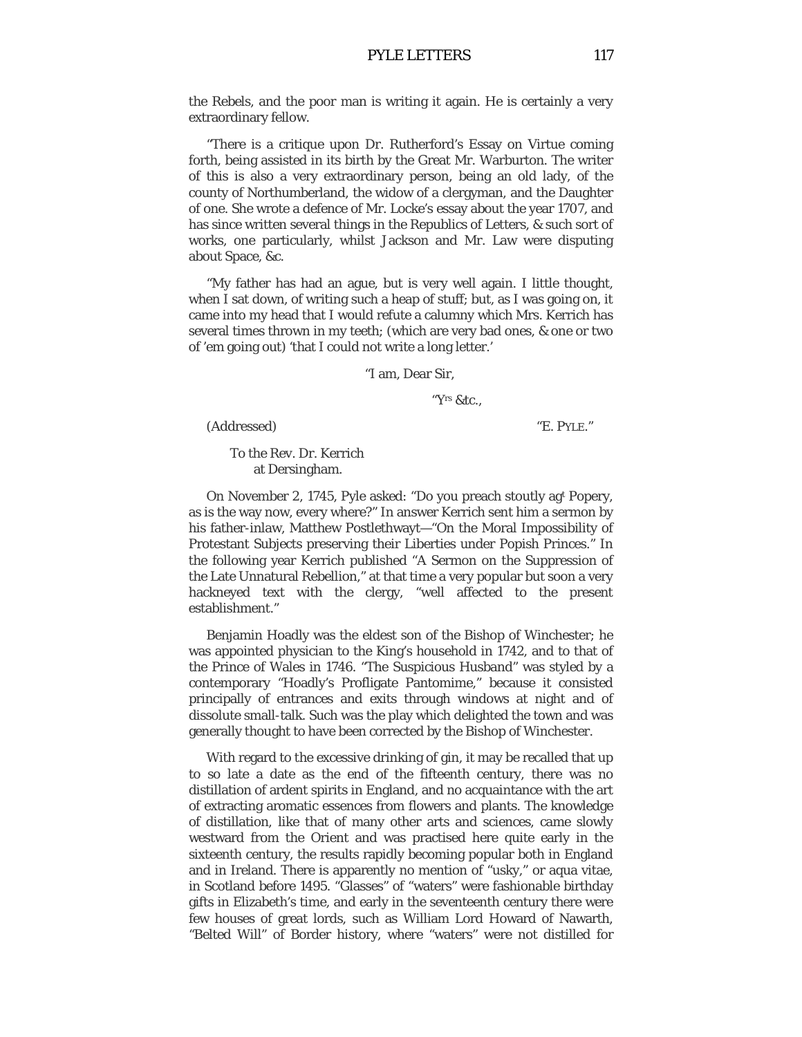the Rebels, and the poor man is writing it again. He is certainly a very extraordinary fellow.

"There is a critique upon Dr. Rutherford's Essay on Virtue coming forth, being assisted in its birth by the Great Mr. Warburton. The writer of this is also a very extraordinary person, being an old lady, of the county of Northumberland, the widow of a clergyman, and the Daughter of one. She wrote a defence of Mr. Locke's essay about the year 1707, and has since written several things in the Republics of Letters, & such sort of works, one particularly, whilst Jackson and Mr. Law were disputing about Space, &c.

"My father has had an ague, but is very well again. I little thought, when I sat down, of writing such a heap of stuff; but, as I was going on, it came into my head that I would refute a calumny which Mrs. Kerrich has several times thrown in my teeth; (which are very bad ones, & one or two of 'em going out) 'that I could not write a long letter.'

"I am, Dear Sir,

"Yrs &tc.,

(Addressed) "E. PYLE."

To the Rev. Dr. Kerrich
at Dersingham.

On November 2, 1745, Pyle asked: "Do you preach stoutly agt Popery, as is the way now, every where?" In answer Kerrich sent him a sermon by his father-inlaw, Matthew Postlethwayt—"On the Moral Impossibility of Protestant Subjects preserving their Liberties under Popish Princes." In the following year Kerrich published "A Sermon on the Suppression of the Late Unnatural Rebellion," at that time a very popular but soon a very hackneyed text with the clergy, "well affected to the present establishment."

Benjamin Hoadly was the eldest son of the Bishop of Winchester; he was appointed physician to the King's household in 1742, and to that of the Prince of Wales in 1746. "The Suspicious Husband" was styled by a contemporary "Hoadly's Profligate Pantomime," because it consisted principally of entrances and exits through windows at night and of dissolute small-talk. Such was the play which delighted the town and was generally thought to have been corrected by the Bishop of Winchester.

With regard to the excessive drinking of gin, it may be recalled that up to so late a date as the end of the fifteenth century, there was no distillation of ardent spirits in England, and no acquaintance with the art of extracting aromatic essences from flowers and plants. The knowledge of distillation, like that of many other arts and sciences, came slowly westward from the Orient and was practised here quite early in the sixteenth century, the results rapidly becoming popular both in England and in Ireland. There is apparently no mention of "usky," or aqua vitae, in Scotland before 1495. "Glasses" of "waters" were fashionable birthday gifts in Elizabeth's time, and early in the seventeenth century there were few houses of great lords, such as William Lord Howard of Nawarth, "Belted Will" of Border history, where "waters" were not distilled for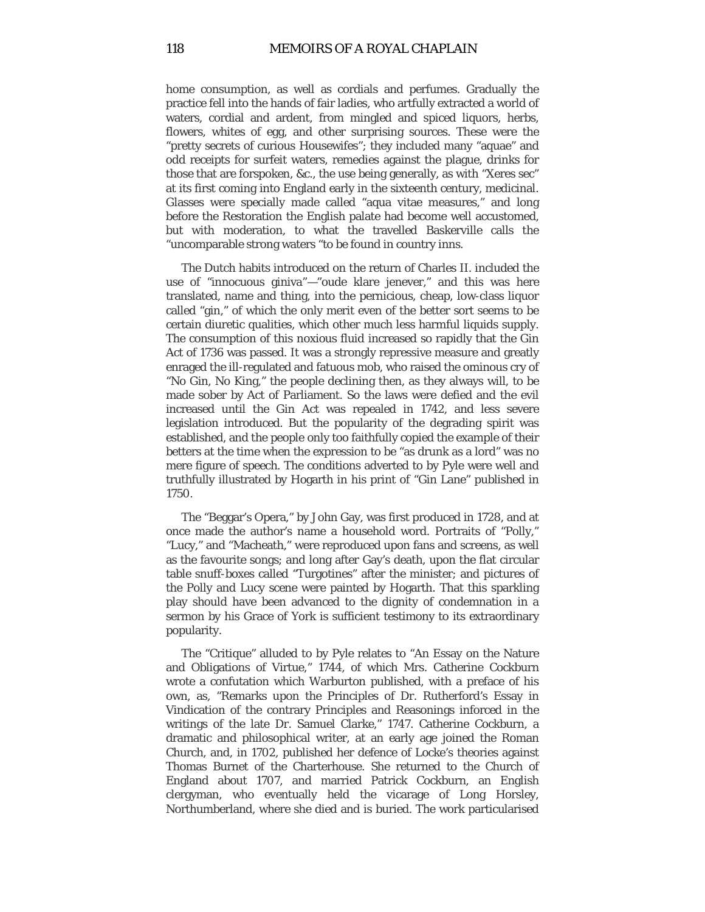home consumption, as well as cordials and perfumes. Gradually the practice fell into the hands of fair ladies, who artfully extracted a world of waters, cordial and ardent, from mingled and spiced liquors, herbs, flowers, whites of egg, and other surprising sources. These were the "pretty secrets of curious Housewifes"; they included many "aquae" and odd receipts for surfeit waters, remedies against the plague, drinks for those that are forspoken, &c., the use being generally, as with "Xeres sec" at its first coming into England early in the sixteenth century, medicinal. Glasses were specially made called "aqua vitae measures," and long before the Restoration the English palate had become well accustomed, but with moderation, to what the travelled Baskerville calls the "uncomparable strong waters "to be found in country inns.

The Dutch habits introduced on the return of Charles II. included the use of "innocuous giniva"—"oude klare jenever," and this was here translated, name and thing, into the pernicious, cheap, low-class liquor called "gin," of which the only merit even of the better sort seems to be certain diuretic qualities, which other much less harmful liquids supply. The consumption of this noxious fluid increased so rapidly that the Gin Act of 1736 was passed. It was a strongly repressive measure and greatly enraged the ill-regulated and fatuous mob, who raised the ominous cry of "No Gin, No King," the people declining then, as they always will, to be made sober by Act of Parliament. So the laws were defied and the evil increased until the Gin Act was repealed in 1742, and less severe legislation introduced. But the popularity of the degrading spirit was established, and the people only too faithfully copied the example of their betters at the time when the expression to be "as drunk as a lord" was no mere figure of speech. The conditions adverted to by Pyle were well and truthfully illustrated by Hogarth in his print of "Gin Lane" published in 1750.

The "Beggar's Opera," by John Gay, was first produced in 1728, and at once made the author's name a household word. Portraits of "Polly," "Lucy," and "Macheath," were reproduced upon fans and screens, as well as the favourite songs; and long after Gay's death, upon the flat circular table snuff-boxes called "Turgotines" after the minister; and pictures of the Polly and Lucy scene were painted by Hogarth. That this sparkling play should have been advanced to the dignity of condemnation in a sermon by his Grace of York is sufficient testimony to its extraordinary popularity.

The "Critique" alluded to by Pyle relates to "An Essay on the Nature and Obligations of Virtue," 1744, of which Mrs. Catherine Cockburn wrote a confutation which Warburton published, with a preface of his own, as, "Remarks upon the Principles of Dr. Rutherford's Essay in Vindication of the contrary Principles and Reasonings inforced in the writings of the late Dr. Samuel Clarke," 1747. Catherine Cockburn, a dramatic and philosophical writer, at an early age joined the Roman Church, and, in 1702, published her defence of Locke's theories against Thomas Burnet of the Charterhouse. She returned to the Church of England about 1707, and married Patrick Cockburn, an English clergyman, who eventually held the vicarage of Long Horsley, Northumberland, where she died and is buried. The work particularised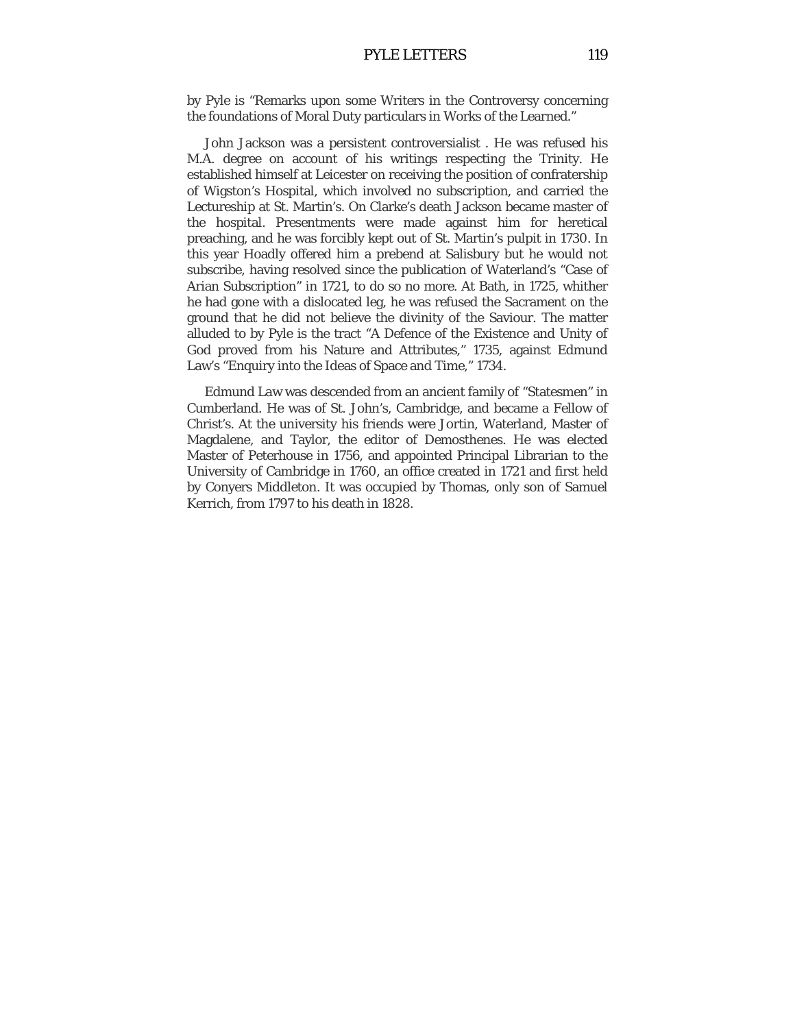by Pyle is "Remarks upon some Writers in the Controversy concerning the foundations of Moral Duty particulars in Works of the Learned."

John Jackson was a persistent controversialist . He was refused his M.A. degree on account of his writings respecting the Trinity. He established himself at Leicester on receiving the position of confratership of Wigston's Hospital, which involved no subscription, and carried the Lectureship at St. Martin's. On Clarke's death Jackson became master of the hospital. Presentments were made against him for heretical preaching, and he was forcibly kept out of St. Martin's pulpit in 1730. In this year Hoadly offered him a prebend at Salisbury but he would not subscribe, having resolved since the publication of Waterland's "Case of Arian Subscription" in 1721, to do so no more. At Bath, in 1725, whither he had gone with a dislocated leg, he was refused the Sacrament on the ground that he did not believe the divinity of the Saviour. The matter alluded to by Pyle is the tract "A Defence of the Existence and Unity of God proved from his Nature and Attributes," 1735, against Edmund Law's "Enquiry into the Ideas of Space and Time," 1734.

Edmund Law was descended from an ancient family of "Statesmen" in Cumberland. He was of St. John's, Cambridge, and became a Fellow of Christ's. At the university his friends were Jortin, Waterland, Master of Magdalene, and Taylor, the editor of Demosthenes. He was elected Master of Peterhouse in 1756, and appointed Principal Librarian to the University of Cambridge in 1760, an office created in 1721 and first held by Conyers Middleton. It was occupied by Thomas, only son of Samuel Kerrich, from 1797 to his death in 1828.